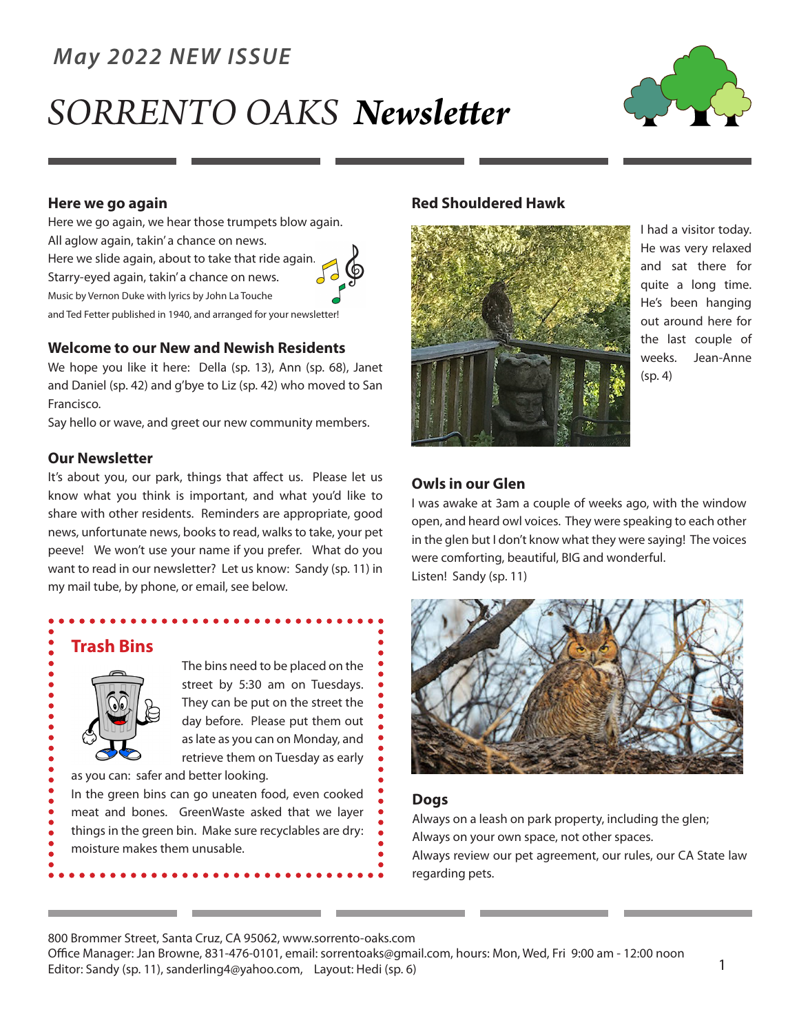*May 2022 NEW ISSUE*

# *SORRENTO OAKS* ***Newsletter***

### Here we go again

Here we go again, we hear those trumpets blow again.
All aglow again, takin' a chance on news.
Here we slide again, about to take that ride again.
Starry-eyed again, takin' a chance on news.
Music by Vernon Duke with lyrics by John La Touche and Ted Fetter published in 1940, and arranged for your newsletter!

### Welcome to our New and Newish Residents

We hope you like it here: Della (sp. 13), Ann (sp. 68), Janet and Daniel (sp. 42) and g'bye to Liz (sp. 42) who moved to San Francisco.

Say hello or wave, and greet our new community members.

### Our Newsletter

It's about you, our park, things that affect us. Please let us know what you think is important, and what you'd like to share with other residents. Reminders are appropriate, good news, unfortunate news, books to read, walks to take, your pet peeve! We won't use your name if you prefer. What do you want to read in our newsletter? Let us know: Sandy (sp. 11) in my mail tube, by phone, or email, see below.

### Trash Bins

The bins need to be placed on the street by 5:30 am on Tuesdays. They can be put on the street the day before. Please put them out as late as you can on Monday, and retrieve them on Tuesday as early as you can: safer and better looking.

In the green bins can go uneaten food, even cooked meat and bones. GreenWaste asked that we layer things in the green bin. Make sure recyclables are dry: moisture makes them unusable.

### Red Shouldered Hawk

I had a visitor today. He was very relaxed and sat there for quite a long time. He's been hanging out around here for the last couple of weeks. Jean-Anne (sp. 4)

### Owls in our Glen

I was awake at 3am a couple of weeks ago, with the window open, and heard owl voices. They were speaking to each other in the glen but I don't know what they were saying! The voices were comforting, beautiful, BIG and wonderful.
Listen! Sandy (sp. 11)

### Dogs

Always on a leash on park property, including the glen;
Always on your own space, not other spaces.
Always review our pet agreement, our rules, our CA State law regarding pets.

800 Brommer Street, Santa Cruz, CA 95062, www.sorrento-oaks.com
Office Manager: Jan Browne, 831-476-0101, email: sorrentoaks@gmail.com, hours: Mon, Wed, Fri 9:00 am - 12:00 noon
Editor: Sandy (sp. 11), sanderling4@yahoo.com, Layout: Hedi (sp. 6)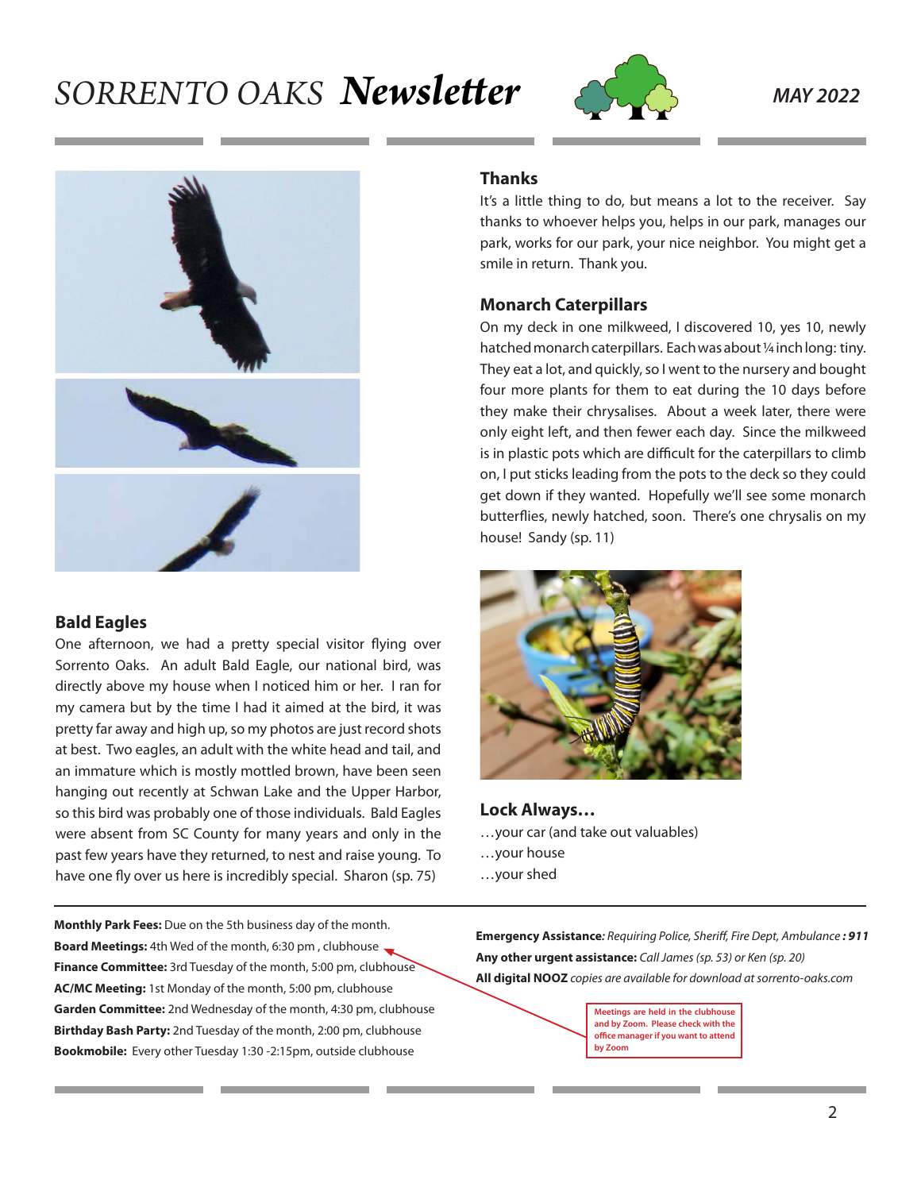# SORRENTO OAKS *Newsletter*

*MAY 2022*

## Bald Eagles

One afternoon, we had a pretty special visitor flying over Sorrento Oaks. An adult Bald Eagle, our national bird, was directly above my house when I noticed him or her. I ran for my camera but by the time I had it aimed at the bird, it was pretty far away and high up, so my photos are just record shots at best. Two eagles, an adult with the white head and tail, and an immature which is mostly mottled brown, have been seen hanging out recently at Schwan Lake and the Upper Harbor, so this bird was probably one of those individuals. Bald Eagles were absent from SC County for many years and only in the past few years have they returned, to nest and raise young. To have one fly over us here is incredibly special. Sharon (sp. 75)

## Thanks

It's a little thing to do, but means a lot to the receiver. Say thanks to whoever helps you, helps in our park, manages our park, works for our park, your nice neighbor. You might get a smile in return. Thank you.

## Monarch Caterpillars

On my deck in one milkweed, I discovered 10, yes 10, newly hatched monarch caterpillars. Each was about ¼ inch long: tiny. They eat a lot, and quickly, so I went to the nursery and bought four more plants for them to eat during the 10 days before they make their chrysalises. About a week later, there were only eight left, and then fewer each day. Since the milkweed is in plastic pots which are difficult for the caterpillars to climb on, I put sticks leading from the pots to the deck so they could get down if they wanted. Hopefully we'll see some monarch butterflies, newly hatched, soon. There's one chrysalis on my house! Sandy (sp. 11)

## Lock Always…

…your car (and take out valuables)
…your house
…your shed

---

**Monthly Park Fees:** Due on the 5th business day of the month.
**Board Meetings:** 4th Wed of the month, 6:30 pm , clubhouse
**Finance Committee:** 3rd Tuesday of the month, 5:00 pm, clubhouse
**AC/MC Meeting:** 1st Monday of the month, 5:00 pm, clubhouse
**Garden Committee:** 2nd Wednesday of the month, 4:30 pm, clubhouse
**Birthday Bash Party:** 2nd Tuesday of the month, 2:00 pm, clubhouse
**Bookmobile:** Every other Tuesday 1:30 -2:15pm, outside clubhouse

**Emergency Assistance***: Requiring Police, Sheriff, Fire Dept, Ambulance* ***: 911***
**Any other urgent assistance:** *Call James (sp. 53) or Ken (sp. 20)*
**All digital NOOZ** *copies are available for download at sorrento-oaks.com*

Meetings are held in the clubhouse and by Zoom. Please check with the office manager if you want to attend by Zoom